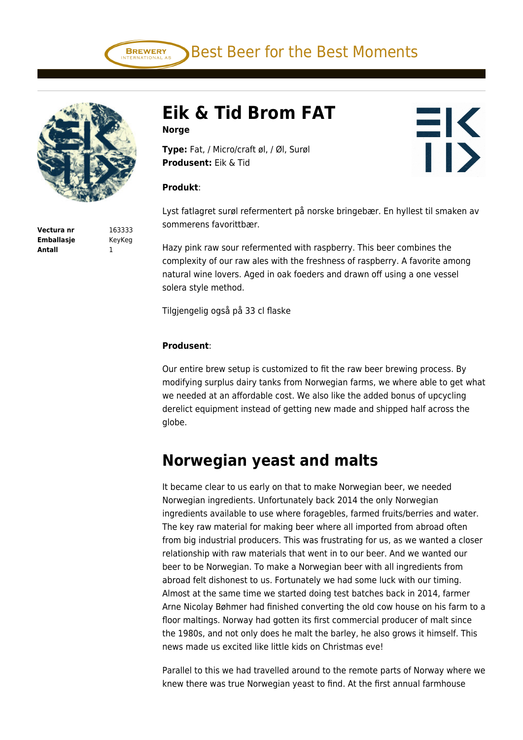# Eik & Tid Brom FAT

**Norge**

**Type:** Fat, / Micro/craft øl, / Øl, Surøl
**Produsent:** Eik & Tid

| | |
|---|---|
| **Vectura nr** | 163333 |
| **Emballasje** | KeyKeg |
| **Antall** | 1 |

**Produkt**:

Lyst fatlagret surøl refermentert på norske bringebær. En hyllest til smaken av sommerens favorittbær.

Hazy pink raw sour refermented with raspberry. This beer combines the complexity of our raw ales with the freshness of raspberry. A favorite among natural wine lovers. Aged in oak foeders and drawn off using a one vessel solera style method.

Tilgjengelig også på 33 cl flaske

**Produsent**:

Our entire brew setup is customized to fit the raw beer brewing process. By modifying surplus dairy tanks from Norwegian farms, we where able to get what we needed at an affordable cost. We also like the added bonus of upcycling derelict equipment instead of getting new made and shipped half across the globe.

## Norwegian yeast and malts

It became clear to us early on that to make Norwegian beer, we needed Norwegian ingredients. Unfortunately back 2014 the only Norwegian ingredients available to use where foragebles, farmed fruits/berries and water. The key raw material for making beer where all imported from abroad often from big industrial producers. This was frustrating for us, as we wanted a closer relationship with raw materials that went in to our beer. And we wanted our beer to be Norwegian. To make a Norwegian beer with all ingredients from abroad felt dishonest to us. Fortunately we had some luck with our timing. Almost at the same time we started doing test batches back in 2014, farmer Arne Nicolay Bøhmer had finished converting the old cow house on his farm to a floor maltings. Norway had gotten its first commercial producer of malt since the 1980s, and not only does he malt the barley, he also grows it himself. This news made us excited like little kids on Christmas eve!

Parallel to this we had travelled around to the remote parts of Norway where we knew there was true Norwegian yeast to find. At the first annual farmhouse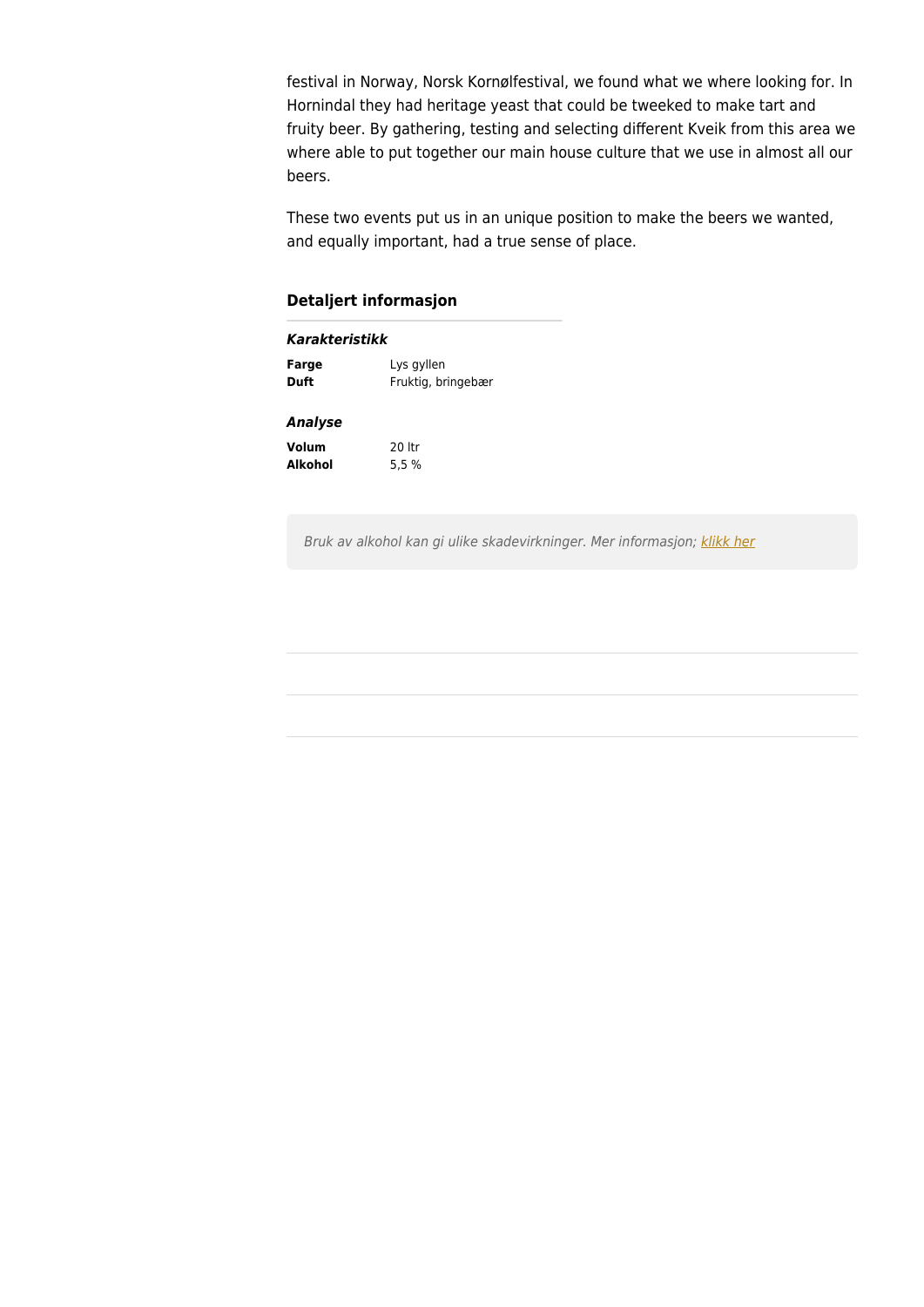festival in Norway, Norsk Kornølfestival, we found what we where looking for. In Hornindal they had heritage yeast that could be tweeked to make tart and fruity beer. By gathering, testing and selecting different Kveik from this area we where able to put together our main house culture that we use in almost all our beers.

These two events put us in an unique position to make the beers we wanted, and equally important, had a true sense of place.

### Detaljert informasjon

#### *Karakteristikk*

| | |
|---|---|
| **Farge** | Lys gyllen |
| **Duft** | Fruktig, bringebær |

#### *Analyse*

| | |
|---|---|
| **Volum** | 20 ltr |
| **Alkohol** | 5,5 % |

*Bruk av alkohol kan gi ulike skadevirkninger. Mer informasjon; klikk her*